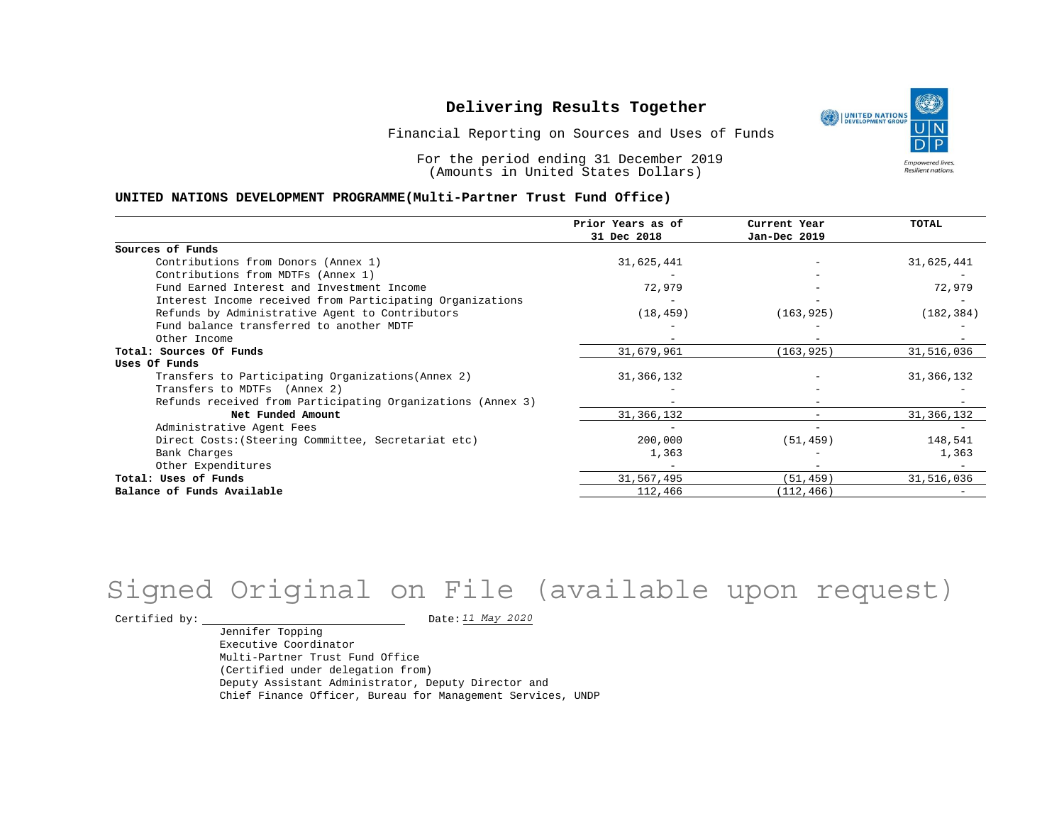# Delivering Results Together

Financial Reporting on Sources and Uses of Funds

For the period ending 31 December 2019
(Amounts in United States Dollars)

**UNITED NATIONS DEVELOPMENT PROGRAMME(Multi-Partner Trust Fund Office)**

| | Prior Years as of 31 Dec 2018 | Current Year Jan-Dec 2019 | TOTAL |
|---|---|---|---|
| **Sources of Funds** | | | |
| Contributions from Donors (Annex 1) | 31,625,441 | - | 31,625,441 |
| Contributions from MDTFs (Annex 1) | - | - | - |
| Fund Earned Interest and Investment Income | 72,979 | - | 72,979 |
| Interest Income received from Participating Organizations | - | - | - |
| Refunds by Administrative Agent to Contributors | (18,459) | (163,925) | (182,384) |
| Fund balance transferred to another MDTF | - | - | - |
| Other Income | - | - | - |
| **Total: Sources Of Funds** | 31,679,961 | (163,925) | 31,516,036 |
| **Uses Of Funds** | | | |
| Transfers to Participating Organizations(Annex 2) | 31,366,132 | - | 31,366,132 |
| Transfers to MDTFs (Annex 2) | - | - | - |
| Refunds received from Participating Organizations (Annex 3) | - | - | - |
| **Net Funded Amount** | 31,366,132 | - | 31,366,132 |
| Administrative Agent Fees | - | - | - |
| Direct Costs:(Steering Committee, Secretariat etc) | 200,000 | (51,459) | 148,541 |
| Bank Charges | 1,363 | - | 1,363 |
| Other Expenditures | - | - | - |
| **Total: Uses of Funds** | 31,567,495 | (51,459) | 31,516,036 |
| **Balance of Funds Available** | 112,466 | (112,466) | - |

Signed Original on File (available upon request)

Certified by: ______________________ Date: *11 May 2020*

Jennifer Topping
Executive Coordinator
Multi-Partner Trust Fund Office
(Certified under delegation from)
Deputy Assistant Administrator, Deputy Director and
Chief Finance Officer, Bureau for Management Services, UNDP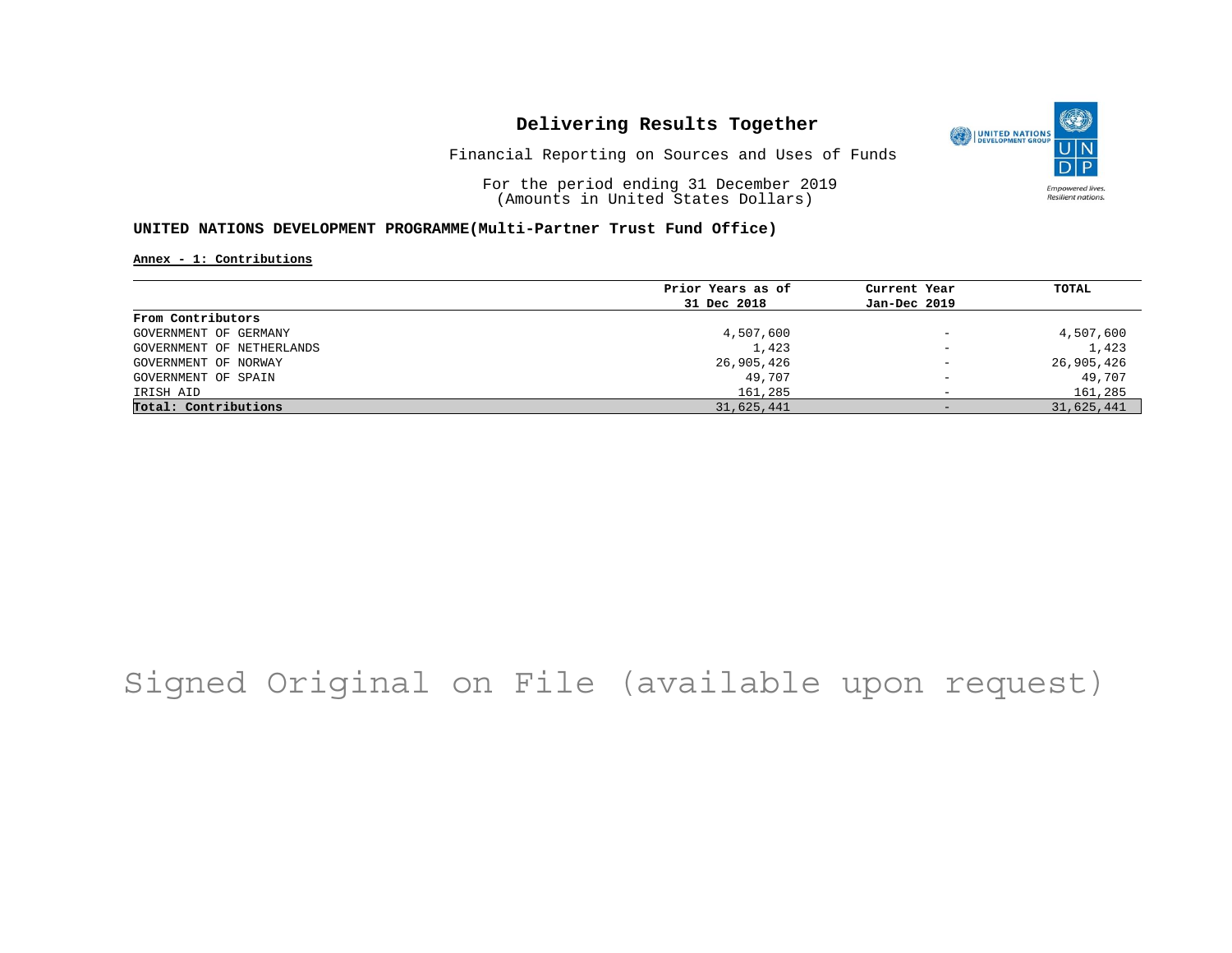# Delivering Results Together

Financial Reporting on Sources and Uses of Funds

For the period ending 31 December 2019
(Amounts in United States Dollars)

**UNITED NATIONS DEVELOPMENT PROGRAMME(Multi-Partner Trust Fund Office)**

**Annex - 1: Contributions**

| | Prior Years as of 31 Dec 2018 | Current Year Jan-Dec 2019 | TOTAL |
|---|---|---|---|
| **From Contributors** | | | |
| GOVERNMENT OF GERMANY | 4,507,600 | - | 4,507,600 |
| GOVERNMENT OF NETHERLANDS | 1,423 | - | 1,423 |
| GOVERNMENT OF NORWAY | 26,905,426 | - | 26,905,426 |
| GOVERNMENT OF SPAIN | 49,707 | - | 49,707 |
| IRISH AID | 161,285 | - | 161,285 |
| **Total: Contributions** | 31,625,441 | - | 31,625,441 |

Signed Original on File (available upon request)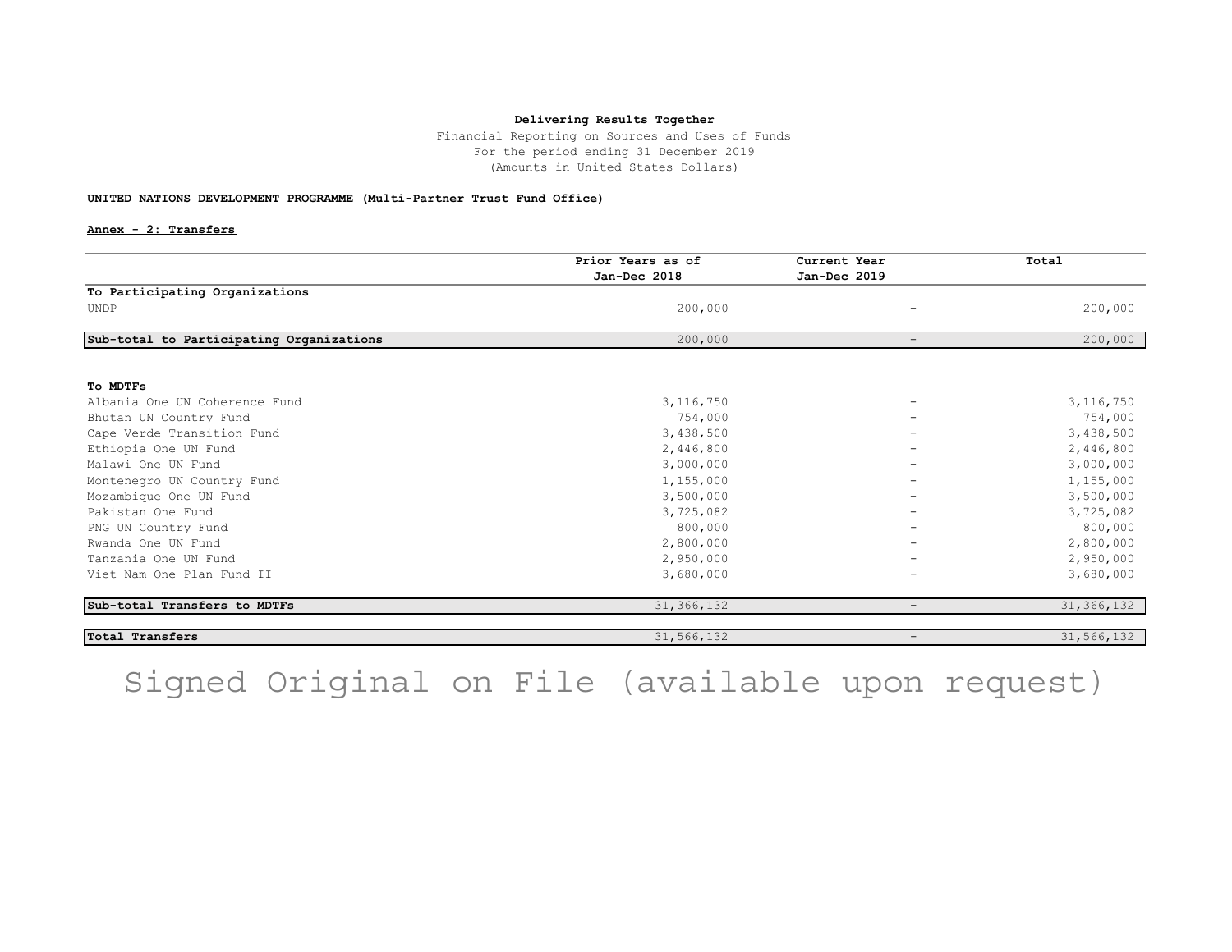**Delivering Results Together**

Financial Reporting on Sources and Uses of Funds
For the period ending 31 December 2019
(Amounts in United States Dollars)

**UNITED NATIONS DEVELOPMENT PROGRAMME (Multi-Partner Trust Fund Office)**

**Annex - 2: Transfers**

| | Prior Years as of Jan-Dec 2018 | Current Year Jan-Dec 2019 | Total |
|---|---|---|---|
| **To Participating Organizations** | | | |
| UNDP | 200,000 | - | 200,000 |
| **Sub-total to Participating Organizations** | 200,000 | - | 200,000 |
| **To MDTFs** | | | |
| Albania One UN Coherence Fund | 3,116,750 | - | 3,116,750 |
| Bhutan UN Country Fund | 754,000 | - | 754,000 |
| Cape Verde Transition Fund | 3,438,500 | - | 3,438,500 |
| Ethiopia One UN Fund | 2,446,800 | - | 2,446,800 |
| Malawi One UN Fund | 3,000,000 | - | 3,000,000 |
| Montenegro UN Country Fund | 1,155,000 | - | 1,155,000 |
| Mozambique One UN Fund | 3,500,000 | - | 3,500,000 |
| Pakistan One Fund | 3,725,082 | - | 3,725,082 |
| PNG UN Country Fund | 800,000 | - | 800,000 |
| Rwanda One UN Fund | 2,800,000 | - | 2,800,000 |
| Tanzania One UN Fund | 2,950,000 | - | 2,950,000 |
| Viet Nam One Plan Fund II | 3,680,000 | - | 3,680,000 |
| **Sub-total Transfers to MDTFs** | 31,366,132 | - | 31,366,132 |
| **Total Transfers** | 31,566,132 | - | 31,566,132 |

Signed Original on File (available upon request)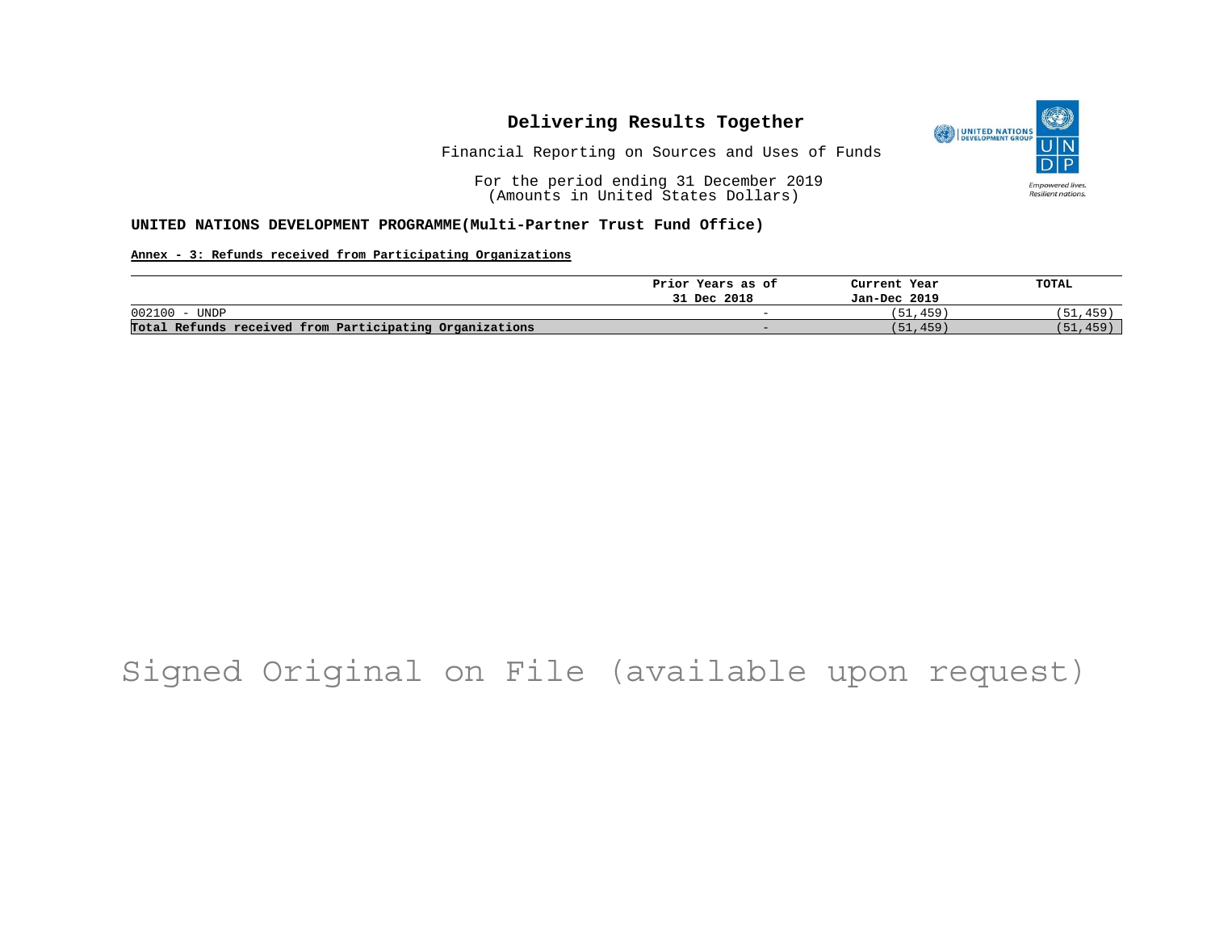# Delivering Results Together

Financial Reporting on Sources and Uses of Funds

For the period ending 31 December 2019
(Amounts in United States Dollars)

**UNITED NATIONS DEVELOPMENT PROGRAMME(Multi-Partner Trust Fund Office)**

**Annex - 3: Refunds received from Participating Organizations**

| | Prior Years as of 31 Dec 2018 | Current Year Jan-Dec 2019 | TOTAL |
|---|---|---|---|
| 002100 - UNDP | - | (51,459) | (51,459) |
| **Total Refunds received from Participating Organizations** | - | (51,459) | (51,459) |

Signed Original on File (available upon request)